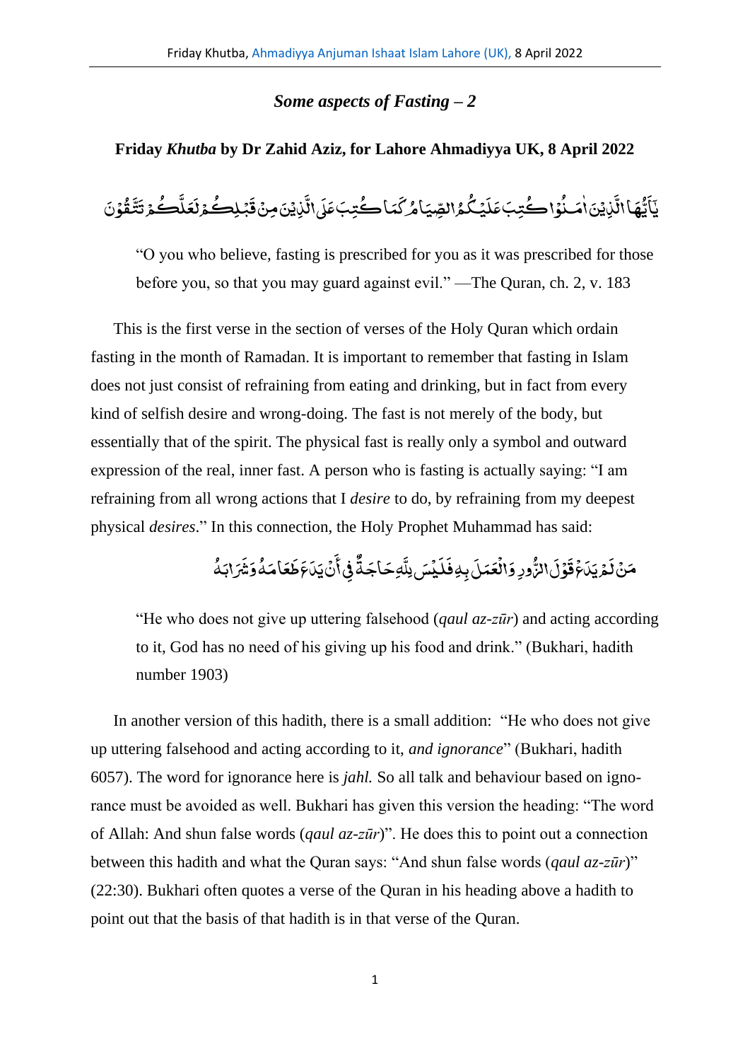## *Some aspects of Fasting – 2*

**Friday *Khutba* by Dr Zahid Aziz, for Lahore Ahmadiyya UK, 8 April 2022**

يٰٓاَيُّهَا الَّذِيۡنَ اٰمَنُوۡا كُتِبَ عَلَيۡكُمُ الصِّيَامُ كَمَا كُتِبَ عَلَى الَّذِيۡنَ مِنۡ قَبۡلِكُمۡ لَعَلَّكُمۡ تَتَّقُوۡنَ

> "O you who believe, fasting is prescribed for you as it was prescribed for those before you, so that you may guard against evil." —The Quran, ch. 2, v. 183

This is the first verse in the section of verses of the Holy Quran which ordain fasting in the month of Ramadan. It is important to remember that fasting in Islam does not just consist of refraining from eating and drinking, but in fact from every kind of selfish desire and wrong-doing. The fast is not merely of the body, but essentially that of the spirit. The physical fast is really only a symbol and outward expression of the real, inner fast. A person who is fasting is actually saying: "I am refraining from all wrong actions that I *desire* to do, by refraining from my deepest physical *desires*." In this connection, the Holy Prophet Muhammad has said:

مَنْ لَمْ يَدَعْ قَوْلَ الزُّورِ وَالْعَمَلَ بِهِ فَلَيْسَ لِلَّهِ حَاجَةٌ فِي أَنْ يَدَعَ طَعَامَهُ وَشَرَابَهُ

> "He who does not give up uttering falsehood (*qaul az-zūr*) and acting according to it, God has no need of his giving up his food and drink." (Bukhari, hadith number 1903)

In another version of this hadith, there is a small addition: "He who does not give up uttering falsehood and acting according to it, *and ignorance*" (Bukhari, hadith 6057). The word for ignorance here is *jahl.* So all talk and behaviour based on ignorance must be avoided as well. Bukhari has given this version the heading: "The word of Allah: And shun false words (*qaul az-zūr*)". He does this to point out a connection between this hadith and what the Quran says: "And shun false words (*qaul az-zūr*)" (22:30). Bukhari often quotes a verse of the Quran in his heading above a hadith to point out that the basis of that hadith is in that verse of the Quran.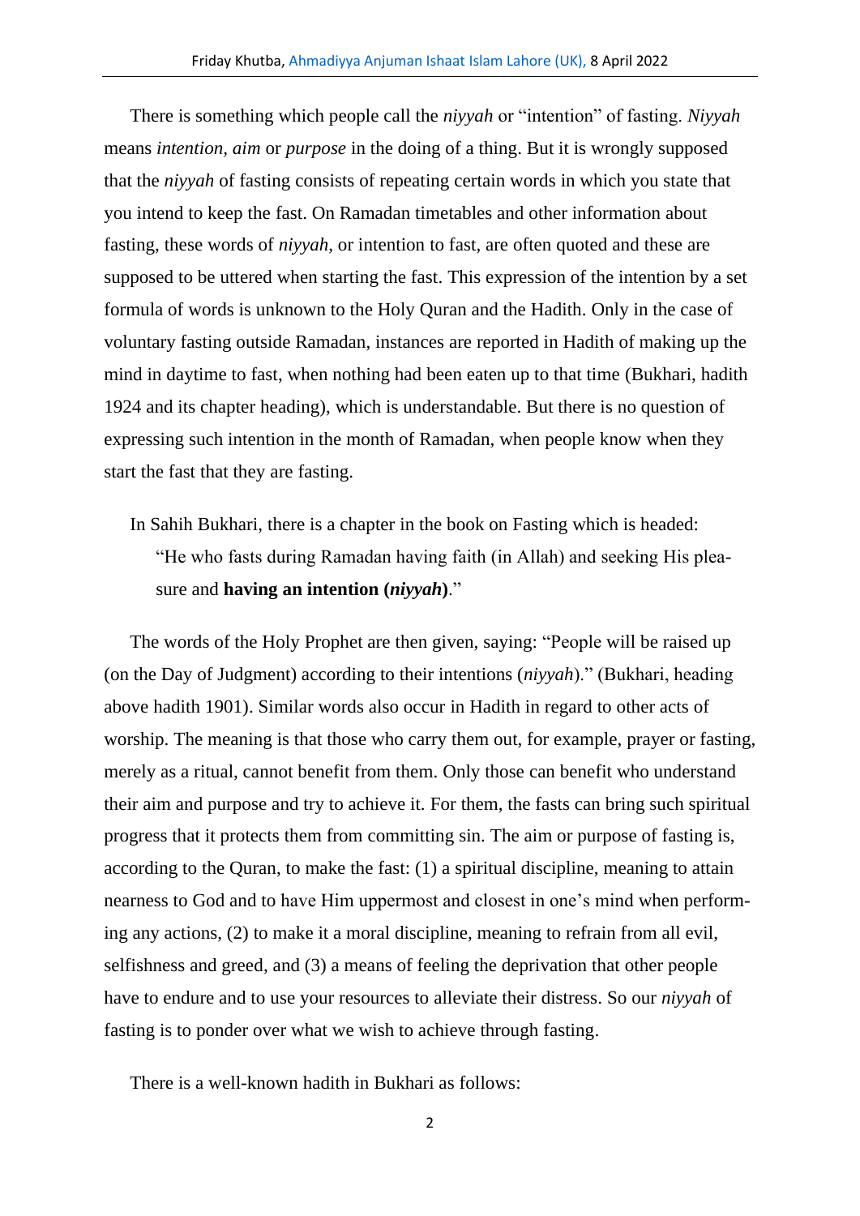There is something which people call the *niyyah* or "intention" of fasting. *Niyyah* means *intention, aim* or *purpose* in the doing of a thing. But it is wrongly supposed that the *niyyah* of fasting consists of repeating certain words in which you state that you intend to keep the fast. On Ramadan timetables and other information about fasting, these words of *niyyah,* or intention to fast, are often quoted and these are supposed to be uttered when starting the fast. This expression of the intention by a set formula of words is unknown to the Holy Quran and the Hadith. Only in the case of voluntary fasting outside Ramadan, instances are reported in Hadith of making up the mind in daytime to fast, when nothing had been eaten up to that time (Bukhari, hadith 1924 and its chapter heading), which is understandable. But there is no question of expressing such intention in the month of Ramadan, when people know when they start the fast that they are fasting.

In Sahih Bukhari, there is a chapter in the book on Fasting which is headed:

> "He who fasts during Ramadan having faith (in Allah) and seeking His pleasure and **having an intention (*niyyah*)**."

The words of the Holy Prophet are then given, saying: "People will be raised up (on the Day of Judgment) according to their intentions (*niyyah*)." (Bukhari, heading above hadith 1901). Similar words also occur in Hadith in regard to other acts of worship. The meaning is that those who carry them out, for example, prayer or fasting, merely as a ritual, cannot benefit from them. Only those can benefit who understand their aim and purpose and try to achieve it. For them, the fasts can bring such spiritual progress that it protects them from committing sin. The aim or purpose of fasting is, according to the Quran, to make the fast: (1) a spiritual discipline, meaning to attain nearness to God and to have Him uppermost and closest in one's mind when performing any actions, (2) to make it a moral discipline, meaning to refrain from all evil, selfishness and greed, and (3) a means of feeling the deprivation that other people have to endure and to use your resources to alleviate their distress. So our *niyyah* of fasting is to ponder over what we wish to achieve through fasting.

There is a well-known hadith in Bukhari as follows: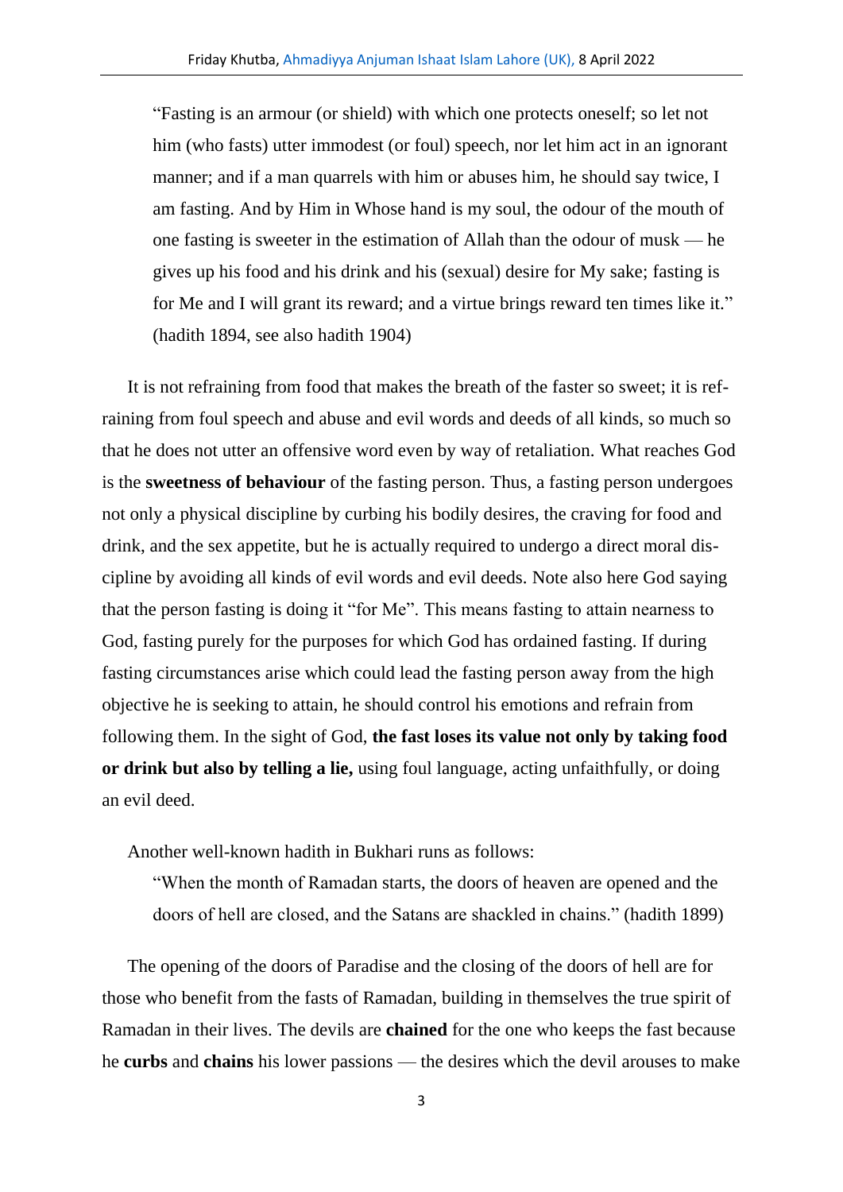> "Fasting is an armour (or shield) with which one protects oneself; so let not him (who fasts) utter immodest (or foul) speech, nor let him act in an ignorant manner; and if a man quarrels with him or abuses him, he should say twice, I am fasting. And by Him in Whose hand is my soul, the odour of the mouth of one fasting is sweeter in the estimation of Allah than the odour of musk — he gives up his food and his drink and his (sexual) desire for My sake; fasting is for Me and I will grant its reward; and a virtue brings reward ten times like it." (hadith 1894, see also hadith 1904)

It is not refraining from food that makes the breath of the faster so sweet; it is refraining from foul speech and abuse and evil words and deeds of all kinds, so much so that he does not utter an offensive word even by way of retaliation. What reaches God is the **sweetness of behaviour** of the fasting person. Thus, a fasting person undergoes not only a physical discipline by curbing his bodily desires, the craving for food and drink, and the sex appetite, but he is actually required to undergo a direct moral discipline by avoiding all kinds of evil words and evil deeds. Note also here God saying that the person fasting is doing it "for Me". This means fasting to attain nearness to God, fasting purely for the purposes for which God has ordained fasting. If during fasting circumstances arise which could lead the fasting person away from the high objective he is seeking to attain, he should control his emotions and refrain from following them. In the sight of God, **the fast loses its value not only by taking food or drink but also by telling a lie,** using foul language, acting unfaithfully, or doing an evil deed.

Another well-known hadith in Bukhari runs as follows:

> "When the month of Ramadan starts, the doors of heaven are opened and the doors of hell are closed, and the Satans are shackled in chains." (hadith 1899)

The opening of the doors of Paradise and the closing of the doors of hell are for those who benefit from the fasts of Ramadan, building in themselves the true spirit of Ramadan in their lives. The devils are **chained** for the one who keeps the fast because he **curbs** and **chains** his lower passions — the desires which the devil arouses to make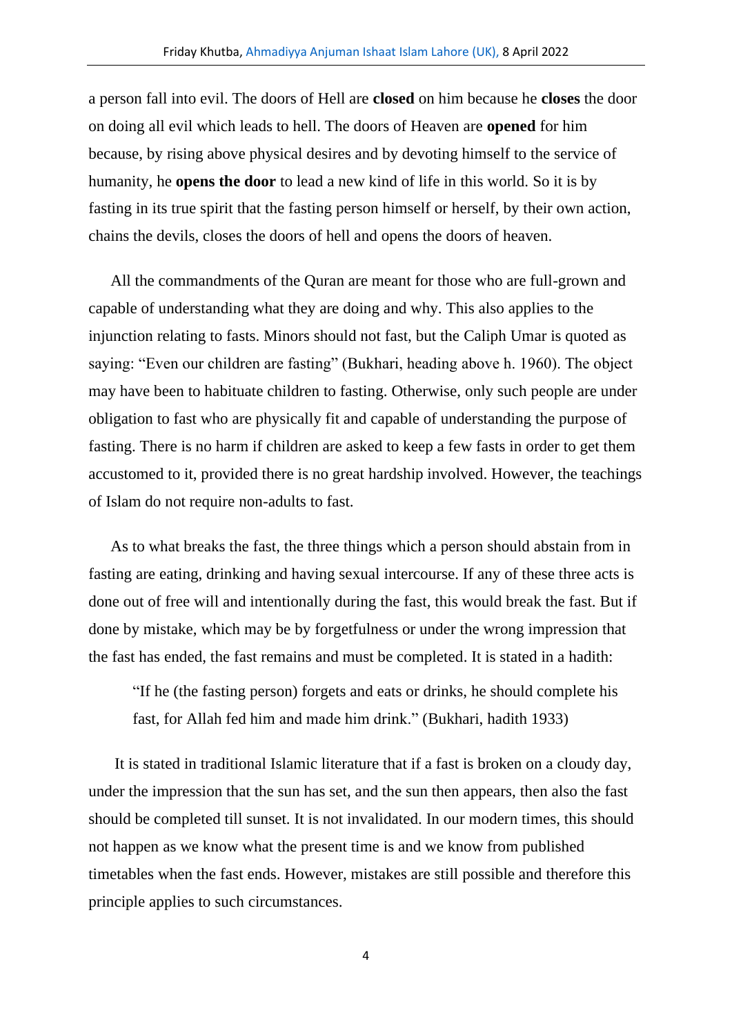a person fall into evil. The doors of Hell are **closed** on him because he **closes** the door on doing all evil which leads to hell. The doors of Heaven are **opened** for him because, by rising above physical desires and by devoting himself to the service of humanity, he **opens the door** to lead a new kind of life in this world. So it is by fasting in its true spirit that the fasting person himself or herself, by their own action, chains the devils, closes the doors of hell and opens the doors of heaven.

All the commandments of the Quran are meant for those who are full-grown and capable of understanding what they are doing and why. This also applies to the injunction relating to fasts. Minors should not fast, but the Caliph Umar is quoted as saying: "Even our children are fasting" (Bukhari, heading above h. 1960). The object may have been to habituate children to fasting. Otherwise, only such people are under obligation to fast who are physically fit and capable of understanding the purpose of fasting. There is no harm if children are asked to keep a few fasts in order to get them accustomed to it, provided there is no great hardship involved. However, the teachings of Islam do not require non-adults to fast.

As to what breaks the fast, the three things which a person should abstain from in fasting are eating, drinking and having sexual intercourse. If any of these three acts is done out of free will and intentionally during the fast, this would break the fast. But if done by mistake, which may be by forgetfulness or under the wrong impression that the fast has ended, the fast remains and must be completed. It is stated in a hadith:

> "If he (the fasting person) forgets and eats or drinks, he should complete his fast, for Allah fed him and made him drink." (Bukhari, hadith 1933)

It is stated in traditional Islamic literature that if a fast is broken on a cloudy day, under the impression that the sun has set, and the sun then appears, then also the fast should be completed till sunset. It is not invalidated. In our modern times, this should not happen as we know what the present time is and we know from published timetables when the fast ends. However, mistakes are still possible and therefore this principle applies to such circumstances.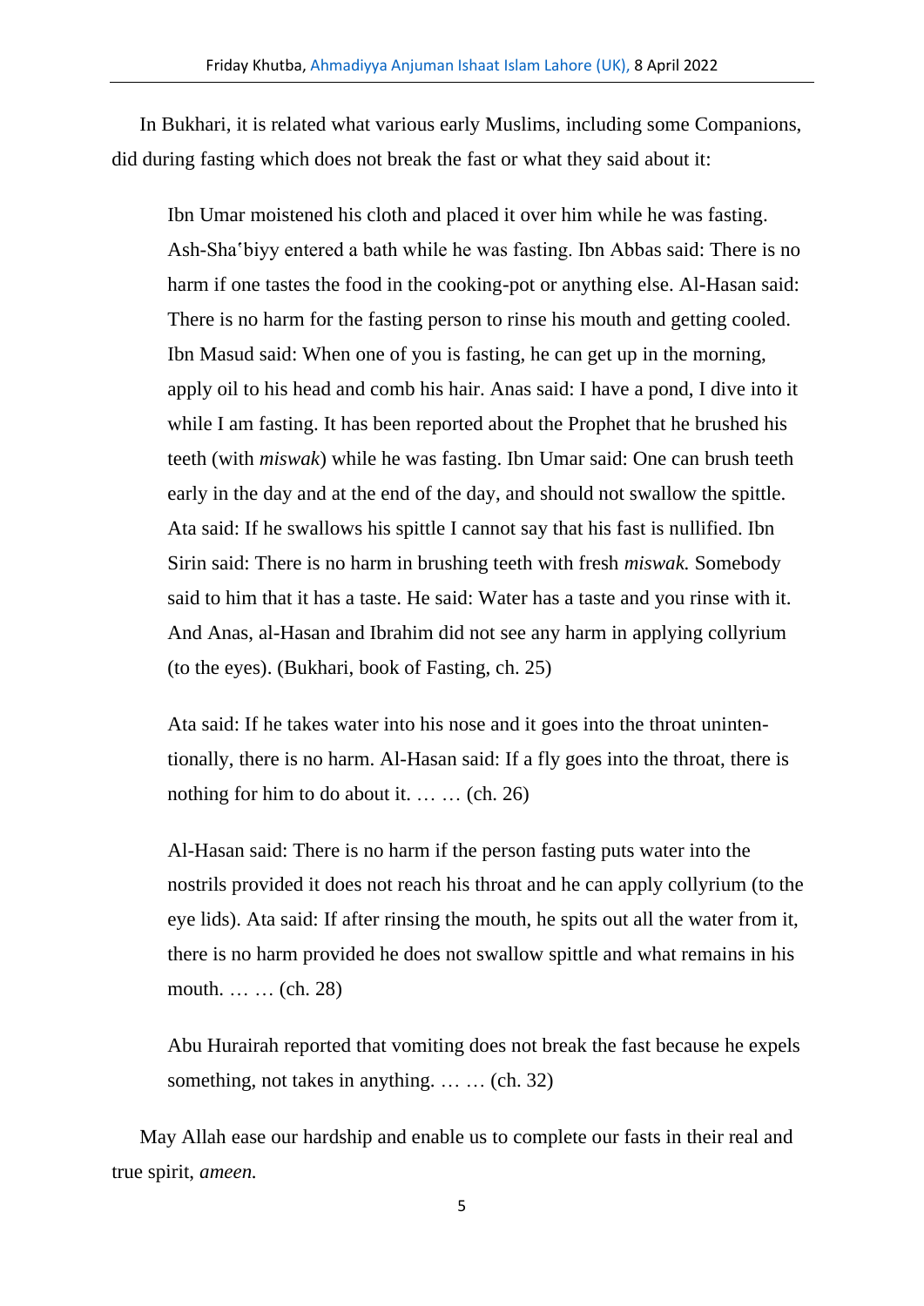In Bukhari, it is related what various early Muslims, including some Companions, did during fasting which does not break the fast or what they said about it:

> Ibn Umar moistened his cloth and placed it over him while he was fasting. Ash-Shaʻbiyy entered a bath while he was fasting. Ibn Abbas said: There is no harm if one tastes the food in the cooking-pot or anything else. Al-Hasan said: There is no harm for the fasting person to rinse his mouth and getting cooled. Ibn Masud said: When one of you is fasting, he can get up in the morning, apply oil to his head and comb his hair. Anas said: I have a pond, I dive into it while I am fasting. It has been reported about the Prophet that he brushed his teeth (with *miswak*) while he was fasting. Ibn Umar said: One can brush teeth early in the day and at the end of the day, and should not swallow the spittle. Ata said: If he swallows his spittle I cannot say that his fast is nullified. Ibn Sirin said: There is no harm in brushing teeth with fresh *miswak.* Somebody said to him that it has a taste. He said: Water has a taste and you rinse with it. And Anas, al-Hasan and Ibrahim did not see any harm in applying collyrium (to the eyes). (Bukhari, book of Fasting, ch. 25)

> Ata said: If he takes water into his nose and it goes into the throat unintentionally, there is no harm. Al-Hasan said: If a fly goes into the throat, there is nothing for him to do about it. … … (ch. 26)

> Al-Hasan said: There is no harm if the person fasting puts water into the nostrils provided it does not reach his throat and he can apply collyrium (to the eye lids). Ata said: If after rinsing the mouth, he spits out all the water from it, there is no harm provided he does not swallow spittle and what remains in his mouth. … … (ch. 28)

> Abu Hurairah reported that vomiting does not break the fast because he expels something, not takes in anything. … … (ch. 32)

May Allah ease our hardship and enable us to complete our fasts in their real and true spirit, *ameen.*